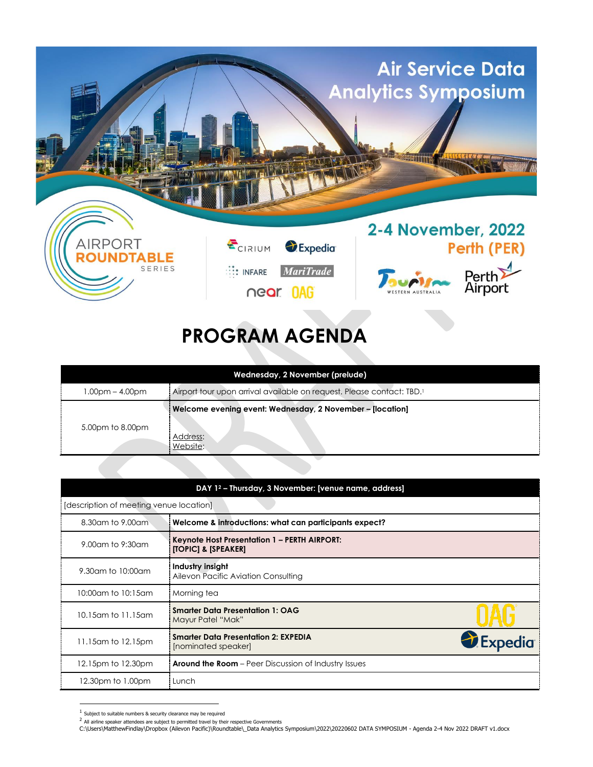# Air Service Data Analytics Symposium

AIRPORT ROUNDTABLE SERIES

CIRIUM | Expedia | INFARE | MariTrade | near | OAG

## 2-4 November, 2022
## Perth (PER)

Tourism Western Australia | Perth Airport

# PROGRAM AGENDA

| Wednesday, 2 November (prelude) | |
|---|---|
| 1.00pm – 4.00pm | Airport tour upon arrival available on request. Please contact: TBD.[1] |
| 5.00pm to 8.00pm | **Welcome evening event: Wednesday, 2 November – [location]**<br><br>Address:<br>Website: |

| DAY 1[2] – Thursday, 3 November: [venue name, address] | |
|---|---|
| [description of meeting venue location] | |
| 8.30am to 9.00am | **Welcome & introductions: what can participants expect?** |
| 9.00am to 9:30am | **Keynote Host Presentation 1 – PERTH AIRPORT: [TOPIC] & [SPEAKER]** |
| 9.30am to 10:00am | **Industry insight**<br>Ailevon Pacific Aviation Consulting |
| 10:00am to 10:15am | Morning tea |
| 10.15am to 11.15am | **Smarter Data Presentation 1: OAG**<br>Mayur Patel "Mak" |
| 11.15am to 12.15pm | **Smarter Data Presentation 2: EXPEDIA**<br>[nominated speaker] |
| 12.15pm to 12.30pm | **Around the Room** – Peer Discussion of Industry Issues |
| 12.30pm to 1.00pm | Lunch |

[1] Subject to suitable numbers & security clearance may be required

[2] All airline speaker attendees are subject to permitted travel by their respective Governments

C:\Users\MatthewFindlay\Dropbox (Ailevon Pacific)\Roundtable\_Data Analytics Symposium\2022\20220602 DATA SYMPOSIUM - Agenda 2-4 Nov 2022 DRAFT v1.docx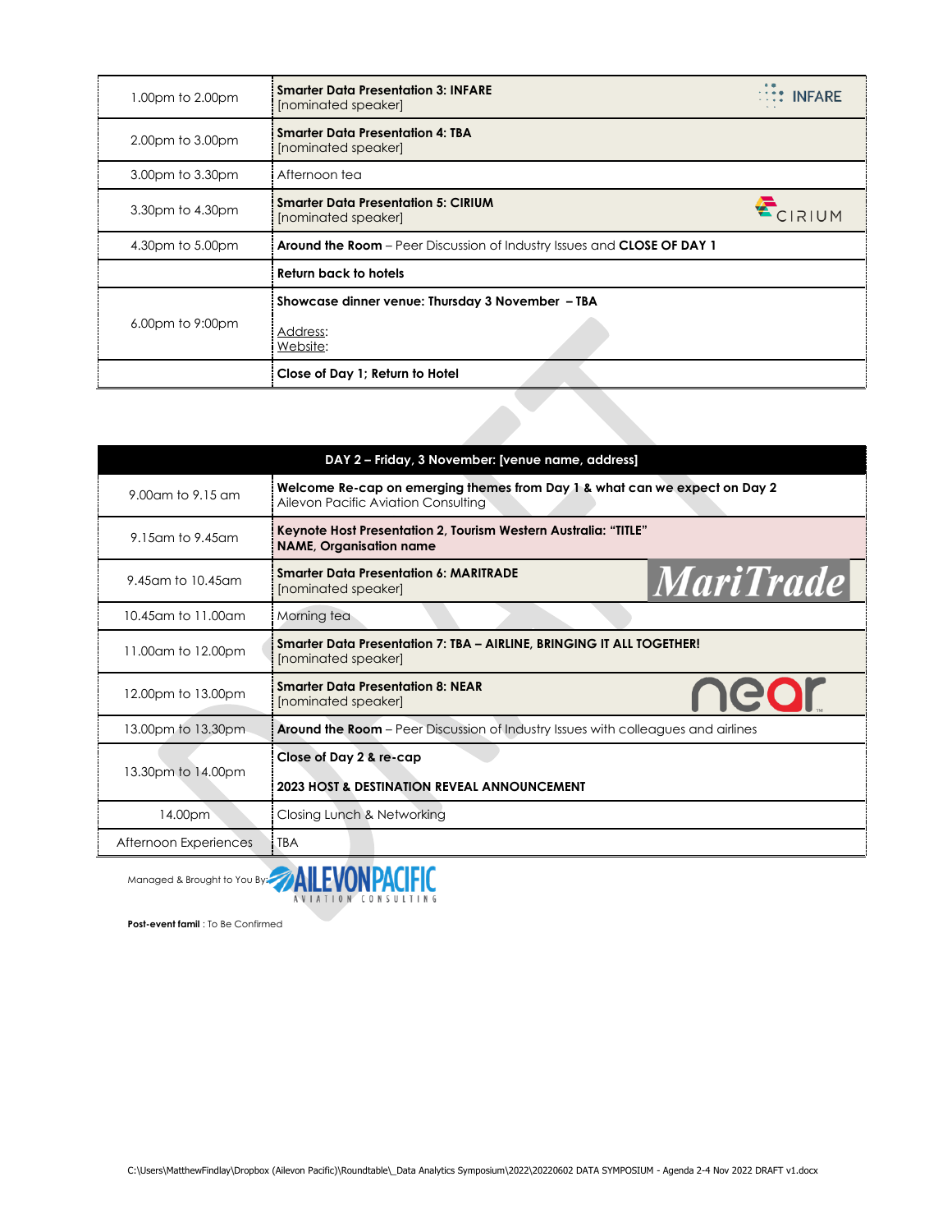| | |
|---|---|
| 1.00pm to 2.00pm | **Smarter Data Presentation 3: INFARE** [nominated speaker] INFARE |
| 2.00pm to 3.00pm | **Smarter Data Presentation 4: TBA** [nominated speaker] |
| 3.00pm to 3.30pm | Afternoon tea |
| 3.30pm to 4.30pm | **Smarter Data Presentation 5: CIRIUM** [nominated speaker] CIRIUM |
| 4.30pm to 5.00pm | **Around the Room** – Peer Discussion of Industry Issues and **CLOSE OF DAY 1** |
| | **Return back to hotels** |
| 6.00pm to 9:00pm | **Showcase dinner venue: Thursday 3 November – TBA** Address: Website: |
| | **Close of Day 1; Return to Hotel** |

| **DAY 2 – Friday, 3 November: [venue name, address]** | |
|---|---|
| 9.00am to 9.15 am | **Welcome Re-cap on emerging themes from Day 1 & what can we expect on Day 2** Ailevon Pacific Aviation Consulting |
| 9.15am to 9.45am | **Keynote Host Presentation 2, Tourism Western Australia: "TITLE"** **NAME, Organisation name** |
| 9.45am to 10.45am | **Smarter Data Presentation 6: MARITRADE** [nominated speaker] MariTrade |
| 10.45am to 11.00am | Morning tea |
| 11.00am to 12.00pm | **Smarter Data Presentation 7: TBA – AIRLINE, BRINGING IT ALL TOGETHER!** [nominated speaker] |
| 12.00pm to 13.00pm | **Smarter Data Presentation 8: NEAR** [nominated speaker] near |
| 13.00pm to 13.30pm | **Around the Room** – Peer Discussion of Industry Issues with colleagues and airlines |
| 13.30pm to 14.00pm | **Close of Day 2 & re-cap** **2023 HOST & DESTINATION REVEAL ANNOUNCEMENT** |
| 14.00pm | Closing Lunch & Networking |
| Afternoon Experiences | TBA |

Managed & Brought to You By: AILEVON PACIFIC AVIATION CONSULTING

**Post-event famil** : To Be Confirmed

C:\Users\MatthewFindlay\Dropbox (Ailevon Pacific)\Roundtable\_Data Analytics Symposium\2022\20220602 DATA SYMPOSIUM - Agenda 2-4 Nov 2022 DRAFT v1.docx